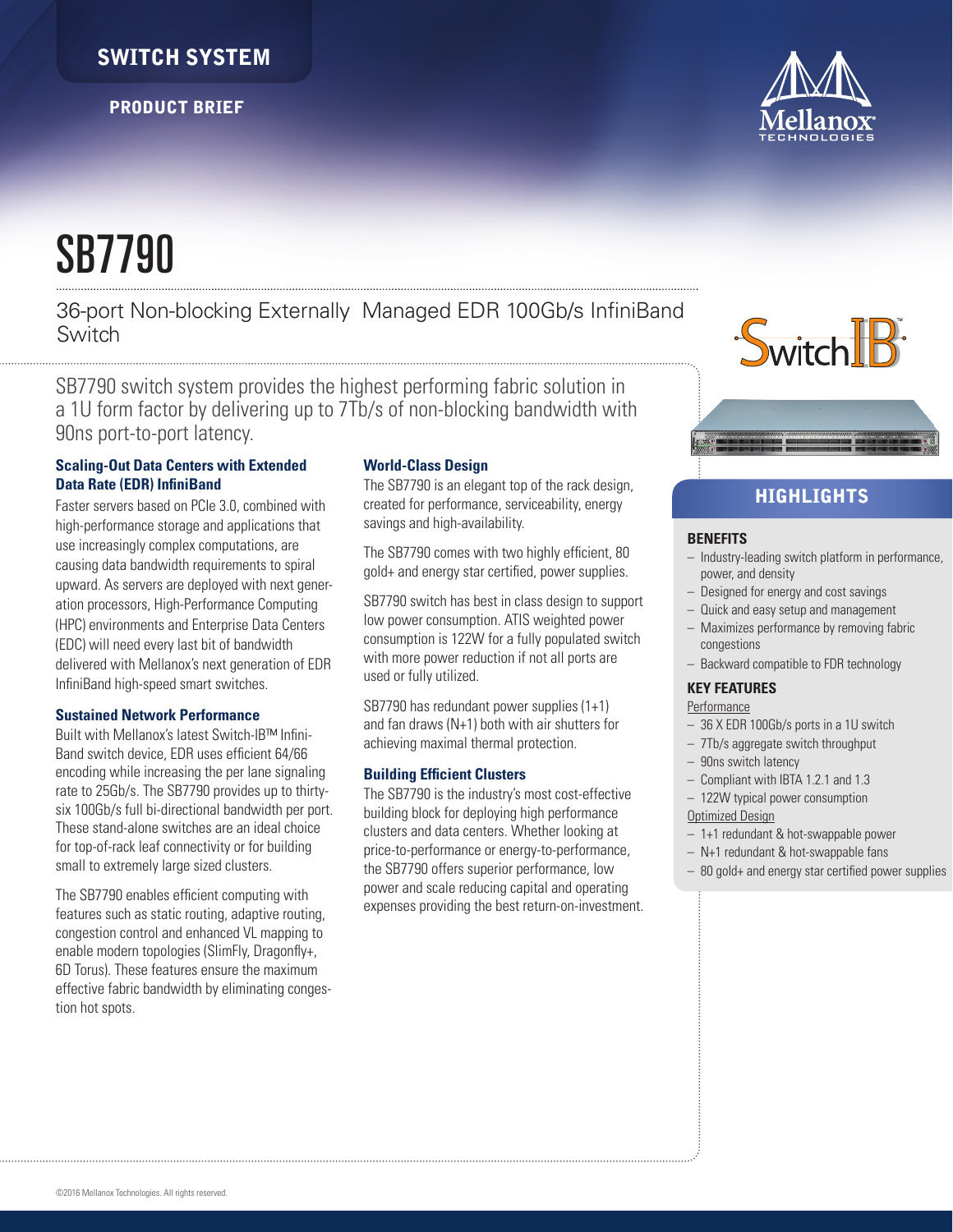SWITCH SYSTEM

PRODUCT BRIEF

# SB7790

## 36-port Non-blocking Externally  Managed EDR 100Gb/s InfiniBand Switch

SB7790 switch system provides the highest performing fabric solution in a 1U form factor by delivering up to 7Tb/s of non-blocking bandwidth with 90ns port-to-port latency.

### Scaling-Out Data Centers with Extended Data Rate (EDR) InfiniBand

Faster servers based on PCIe 3.0, combined with high-performance storage and applications that use increasingly complex computations, are causing data bandwidth requirements to spiral upward. As servers are deployed with next generation processors, High-Performance Computing (HPC) environments and Enterprise Data Centers (EDC) will need every last bit of bandwidth delivered with Mellanox's next generation of EDR InfiniBand high-speed smart switches.

### Sustained Network Performance

Built with Mellanox's latest Switch-IB™ InfiniBand switch device, EDR uses efficient 64/66 encoding while increasing the per lane signaling rate to 25Gb/s. The SB7790 provides up to thirty-six 100Gb/s full bi-directional bandwidth per port. These stand-alone switches are an ideal choice for top-of-rack leaf connectivity or for building small to extremely large sized clusters.

The SB7790 enables efficient computing with features such as static routing, adaptive routing, congestion control and enhanced VL mapping to enable modern topologies (SlimFly, Dragonfly+, 6D Torus). These features ensure the maximum effective fabric bandwidth by eliminating congestion hot spots.

### World-Class Design

The SB7790 is an elegant top of the rack design, created for performance, serviceability, energy savings and high-availability.

The SB7790 comes with two highly efficient, 80 gold+ and energy star certified, power supplies.

SB7790 switch has best in class design to support low power consumption. ATIS weighted power consumption is 122W for a fully populated switch with more power reduction if not all ports are used or fully utilized.

SB7790 has redundant power supplies (1+1) and fan draws (N+1) both with air shutters for achieving maximal thermal protection.

### Building Efficient Clusters

The SB7790 is the industry's most cost-effective building block for deploying high performance clusters and data centers. Whether looking at price-to-performance or energy-to-performance, the SB7790 offers superior performance, low power and scale reducing capital and operating expenses providing the best return-on-investment.

## HIGHLIGHTS

### BENEFITS

- Industry-leading switch platform in performance, power, and density
- Designed for energy and cost savings
- Quick and easy setup and management
- Maximizes performance by removing fabric congestions
- Backward compatible to FDR technology

### KEY FEATURES

Performance

- 36 X EDR 100Gb/s ports in a 1U switch
- 7Tb/s aggregate switch throughput
- 90ns switch latency
- Compliant with IBTA 1.2.1 and 1.3
- 122W typical power consumption

Optimized Design

- 1+1 redundant & hot-swappable power
- N+1 redundant & hot-swappable fans
- 80 gold+ and energy star certified power supplies

©2016 Mellanox Technologies. All rights reserved.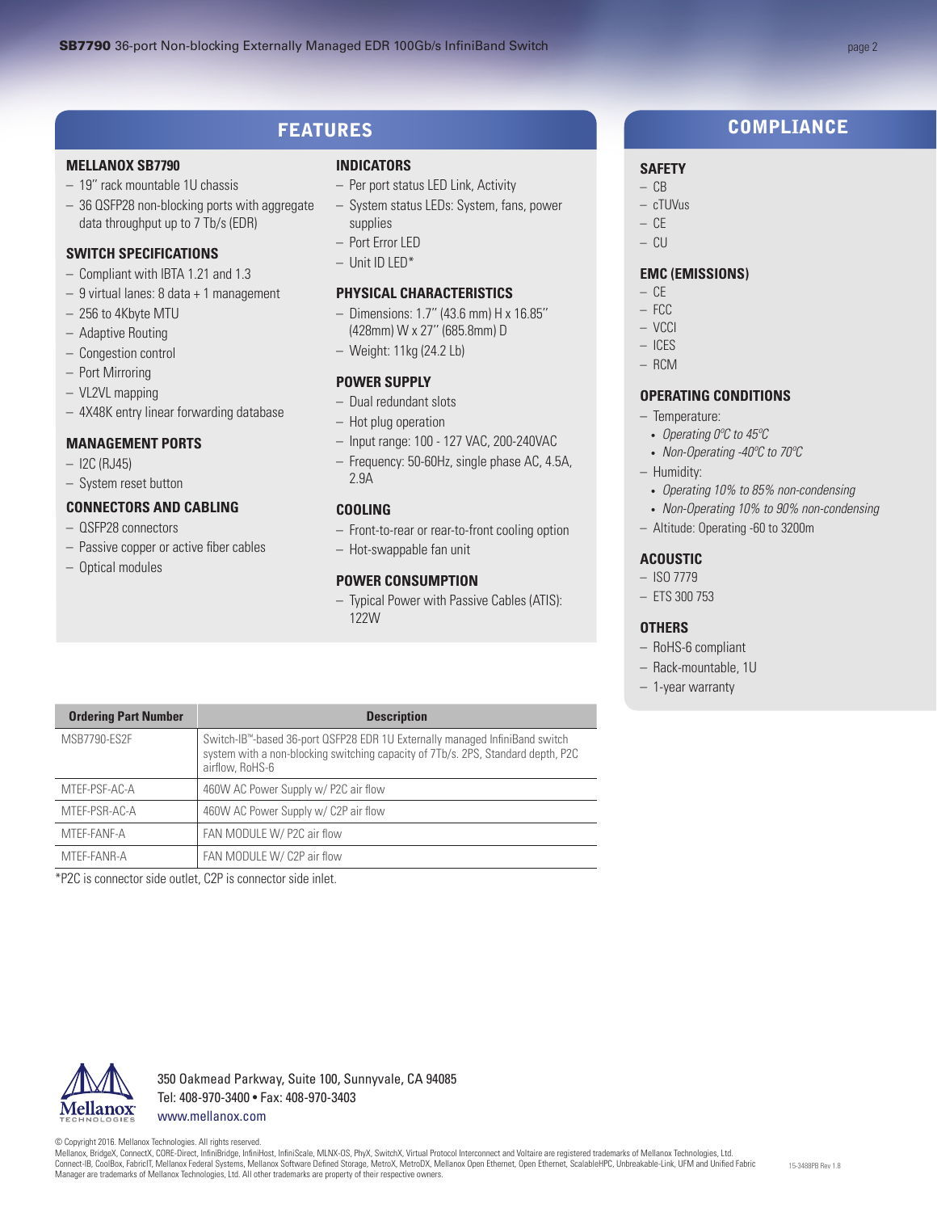## FEATURES

### MELLANOX SB7790

- 19" rack mountable 1U chassis
- 36 QSFP28 non-blocking ports with aggregate data throughput up to 7 Tb/s (EDR)

### SWITCH SPECIFICATIONS

- Compliant with IBTA 1.21 and 1.3
- 9 virtual lanes: 8 data + 1 management
- 256 to 4Kbyte MTU
- Adaptive Routing
- Congestion control
- Port Mirroring
- VL2VL mapping
- 4X48K entry linear forwarding database

### MANAGEMENT PORTS

- I2C (RJ45)
- System reset button

### CONNECTORS AND CABLING

- QSFP28 connectors
- Passive copper or active fiber cables
- Optical modules

### INDICATORS

- Per port status LED Link, Activity
- System status LEDs: System, fans, power supplies
- Port Error LED
- Unit ID LED*

### PHYSICAL CHARACTERISTICS

- Dimensions: 1.7" (43.6 mm) H x 16.85" (428mm) W x 27" (685.8mm) D
- Weight: 11kg (24.2 Lb)

### POWER SUPPLY

- Dual redundant slots
- Hot plug operation
- Input range: 100 - 127 VAC, 200-240VAC
- Frequency: 50-60Hz, single phase AC, 4.5A, 2.9A

### COOLING

- Front-to-rear or rear-to-front cooling option
- Hot-swappable fan unit

### POWER CONSUMPTION

- Typical Power with Passive Cables (ATIS): 122W

## COMPLIANCE

### SAFETY

- CB
- cTUVus
- CE
- CU

### EMC (EMISSIONS)

- CE
- FCC
- VCCI
- ICES
- RCM

### OPERATING CONDITIONS

- Temperature:
  - *Operating 0ºC to 45ºC*
  - *Non-Operating -40ºC to 70ºC*
- Humidity:
  - *Operating 10% to 85% non-condensing*
  - *Non-Operating 10% to 90% non-condensing*
- Altitude: Operating -60 to 3200m

### ACOUSTIC

- ISO 7779
- ETS 300 753

### OTHERS

- RoHS-6 compliant
- Rack-mountable, 1U
- 1-year warranty

| Ordering Part Number | Description |
|---|---|
| MSB7790-ES2F | Switch-IB™-based 36-port QSFP28 EDR 1U Externally managed InfiniBand switch system with a non-blocking switching capacity of 7Tb/s. 2PS, Standard depth, P2C airflow, RoHS-6 |
| MTEF-PSF-AC-A | 460W AC Power Supply w/ P2C air flow |
| MTEF-PSR-AC-A | 460W AC Power Supply w/ C2P air flow |
| MTEF-FANF-A | FAN MODULE W/ P2C air flow |
| MTEF-FANR-A | FAN MODULE W/ C2P air flow |

*P2C is connector side outlet, C2P is connector side inlet.

350 Oakmead Parkway, Suite 100, Sunnyvale, CA 94085
Tel: 408-970-3400 • Fax: 408-970-3403
www.mellanox.com

© Copyright 2016. Mellanox Technologies. All rights reserved.
Mellanox, BridgeX, ConnectX, CORE-Direct, InfiniBridge, InfiniHost, InfiniScale, MLNX-OS, PhyX, SwitchX, Virtual Protocol Interconnect and Voltaire are registered trademarks of Mellanox Technologies, Ltd.
Connect-IB, CoolBox, FabricIT, Mellanox Federal Systems, Mellanox Software Defined Storage, MetroX, MetroDX, Mellanox Open Ethernet, Open Ethernet, ScalableHPC, Unbreakable-Link, UFM and Unified Fabric Manager are trademarks of Mellanox Technologies, Ltd. All other trademarks are property of their respective owners.

15-3488PB Rev 1.8